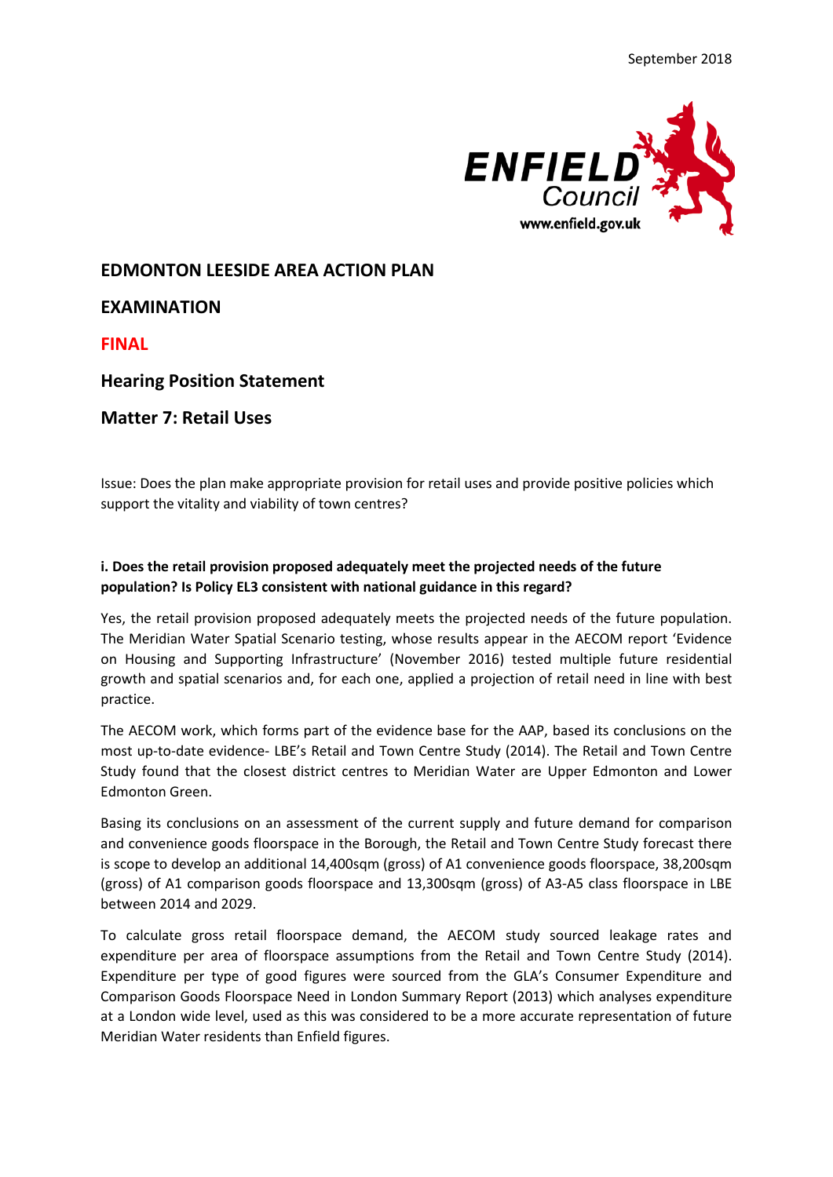September 2018

# EDMONTON LEESIDE AREA ACTION PLAN

# EXAMINATION

**FINAL**

## Hearing Position Statement

## Matter 7: Retail Uses

Issue: Does the plan make appropriate provision for retail uses and provide positive policies which support the vitality and viability of town centres?

**i. Does the retail provision proposed adequately meet the projected needs of the future population? Is Policy EL3 consistent with national guidance in this regard?**

Yes, the retail provision proposed adequately meets the projected needs of the future population. The Meridian Water Spatial Scenario testing, whose results appear in the AECOM report 'Evidence on Housing and Supporting Infrastructure' (November 2016) tested multiple future residential growth and spatial scenarios and, for each one, applied a projection of retail need in line with best practice.

The AECOM work, which forms part of the evidence base for the AAP, based its conclusions on the most up-to-date evidence- LBE's Retail and Town Centre Study (2014). The Retail and Town Centre Study found that the closest district centres to Meridian Water are Upper Edmonton and Lower Edmonton Green.

Basing its conclusions on an assessment of the current supply and future demand for comparison and convenience goods floorspace in the Borough, the Retail and Town Centre Study forecast there is scope to develop an additional 14,400sqm (gross) of A1 convenience goods floorspace, 38,200sqm (gross) of A1 comparison goods floorspace and 13,300sqm (gross) of A3-A5 class floorspace in LBE between 2014 and 2029.

To calculate gross retail floorspace demand, the AECOM study sourced leakage rates and expenditure per area of floorspace assumptions from the Retail and Town Centre Study (2014). Expenditure per type of good figures were sourced from the GLA's Consumer Expenditure and Comparison Goods Floorspace Need in London Summary Report (2013) which analyses expenditure at a London wide level, used as this was considered to be a more accurate representation of future Meridian Water residents than Enfield figures.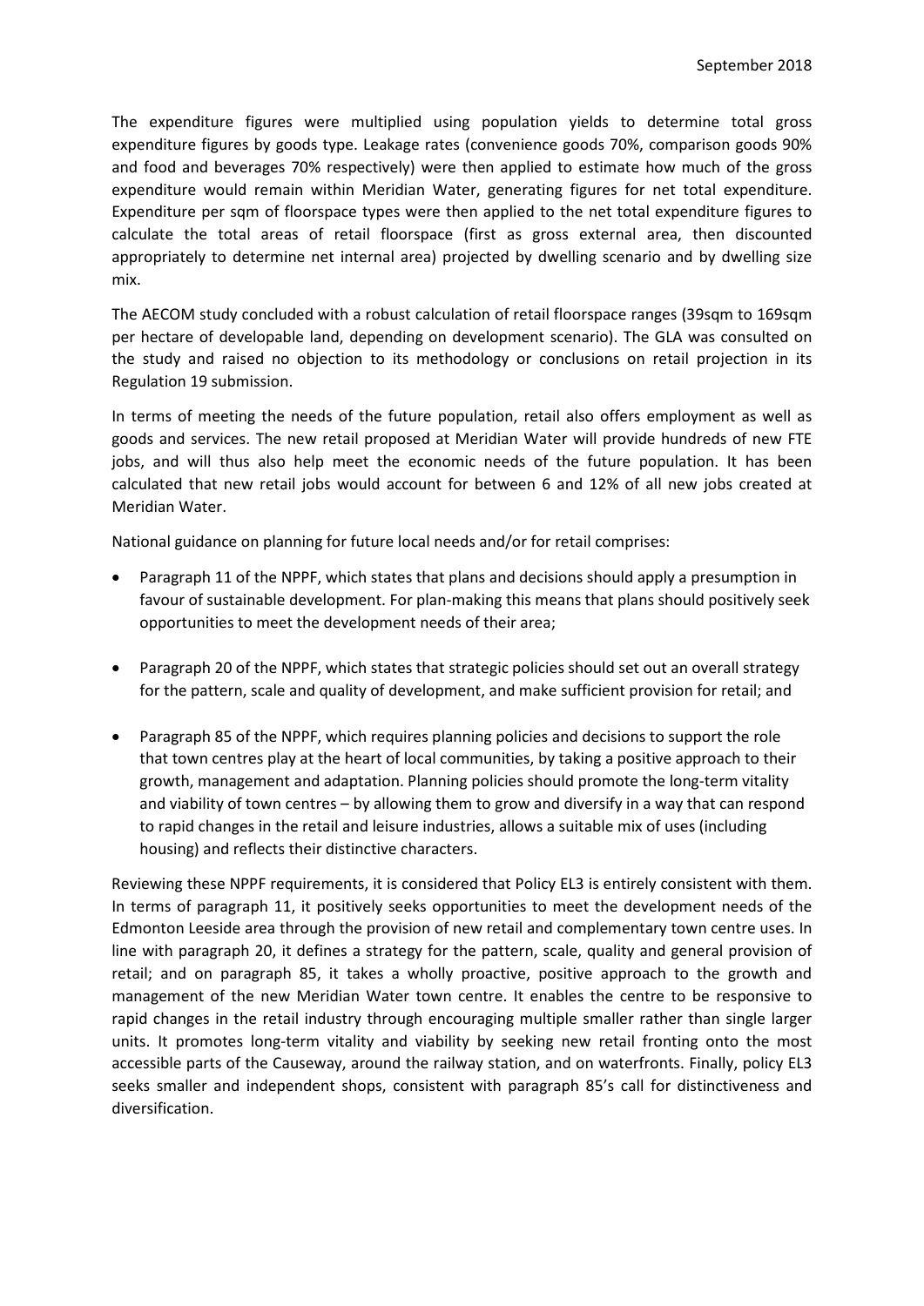The expenditure figures were multiplied using population yields to determine total gross expenditure figures by goods type. Leakage rates (convenience goods 70%, comparison goods 90% and food and beverages 70% respectively) were then applied to estimate how much of the gross expenditure would remain within Meridian Water, generating figures for net total expenditure. Expenditure per sqm of floorspace types were then applied to the net total expenditure figures to calculate the total areas of retail floorspace (first as gross external area, then discounted appropriately to determine net internal area) projected by dwelling scenario and by dwelling size mix.

The AECOM study concluded with a robust calculation of retail floorspace ranges (39sqm to 169sqm per hectare of developable land, depending on development scenario). The GLA was consulted on the study and raised no objection to its methodology or conclusions on retail projection in its Regulation 19 submission.

In terms of meeting the needs of the future population, retail also offers employment as well as goods and services. The new retail proposed at Meridian Water will provide hundreds of new FTE jobs, and will thus also help meet the economic needs of the future population. It has been calculated that new retail jobs would account for between 6 and 12% of all new jobs created at Meridian Water.

National guidance on planning for future local needs and/or for retail comprises:

- Paragraph 11 of the NPPF, which states that plans and decisions should apply a presumption in favour of sustainable development. For plan-making this means that plans should positively seek opportunities to meet the development needs of their area;

- Paragraph 20 of the NPPF, which states that strategic policies should set out an overall strategy for the pattern, scale and quality of development, and make sufficient provision for retail; and

- Paragraph 85 of the NPPF, which requires planning policies and decisions to support the role that town centres play at the heart of local communities, by taking a positive approach to their growth, management and adaptation. Planning policies should promote the long-term vitality and viability of town centres – by allowing them to grow and diversify in a way that can respond to rapid changes in the retail and leisure industries, allows a suitable mix of uses (including housing) and reflects their distinctive characters.

Reviewing these NPPF requirements, it is considered that Policy EL3 is entirely consistent with them. In terms of paragraph 11, it positively seeks opportunities to meet the development needs of the Edmonton Leeside area through the provision of new retail and complementary town centre uses. In line with paragraph 20, it defines a strategy for the pattern, scale, quality and general provision of retail; and on paragraph 85, it takes a wholly proactive, positive approach to the growth and management of the new Meridian Water town centre. It enables the centre to be responsive to rapid changes in the retail industry through encouraging multiple smaller rather than single larger units. It promotes long-term vitality and viability by seeking new retail fronting onto the most accessible parts of the Causeway, around the railway station, and on waterfronts. Finally, policy EL3 seeks smaller and independent shops, consistent with paragraph 85's call for distinctiveness and diversification.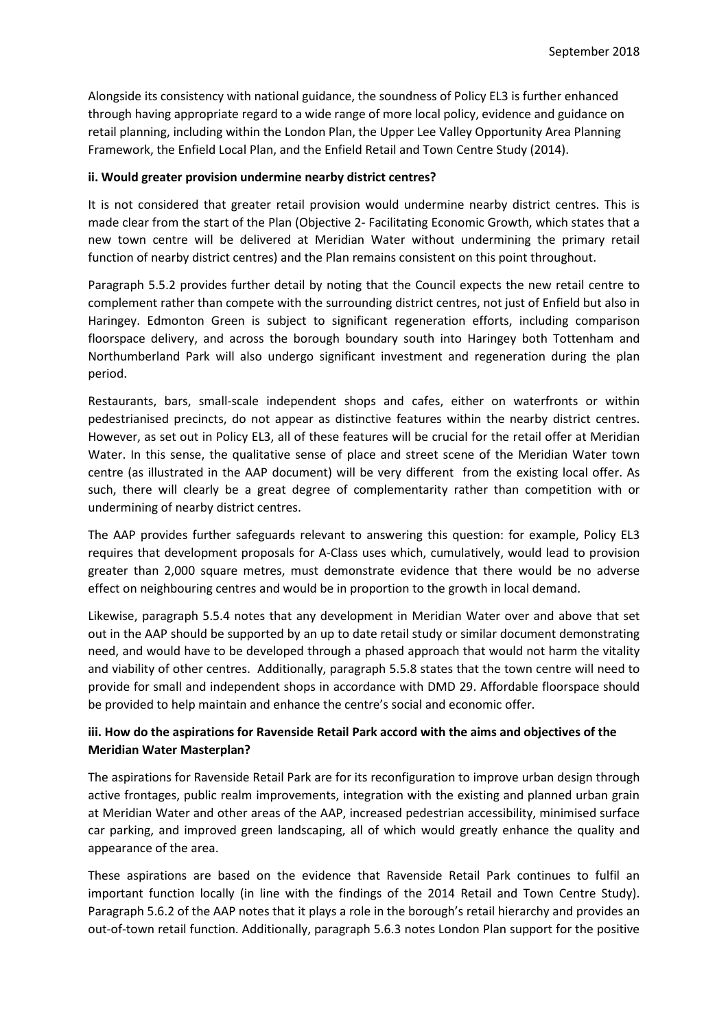Alongside its consistency with national guidance, the soundness of Policy EL3 is further enhanced through having appropriate regard to a wide range of more local policy, evidence and guidance on retail planning, including within the London Plan, the Upper Lee Valley Opportunity Area Planning Framework, the Enfield Local Plan, and the Enfield Retail and Town Centre Study (2014).

**ii. Would greater provision undermine nearby district centres?**

It is not considered that greater retail provision would undermine nearby district centres. This is made clear from the start of the Plan (Objective 2- Facilitating Economic Growth, which states that a new town centre will be delivered at Meridian Water without undermining the primary retail function of nearby district centres) and the Plan remains consistent on this point throughout.

Paragraph 5.5.2 provides further detail by noting that the Council expects the new retail centre to complement rather than compete with the surrounding district centres, not just of Enfield but also in Haringey. Edmonton Green is subject to significant regeneration efforts, including comparison floorspace delivery, and across the borough boundary south into Haringey both Tottenham and Northumberland Park will also undergo significant investment and regeneration during the plan period.

Restaurants, bars, small-scale independent shops and cafes, either on waterfronts or within pedestrianised precincts, do not appear as distinctive features within the nearby district centres. However, as set out in Policy EL3, all of these features will be crucial for the retail offer at Meridian Water. In this sense, the qualitative sense of place and street scene of the Meridian Water town centre (as illustrated in the AAP document) will be very different from the existing local offer. As such, there will clearly be a great degree of complementarity rather than competition with or undermining of nearby district centres.

The AAP provides further safeguards relevant to answering this question: for example, Policy EL3 requires that development proposals for A-Class uses which, cumulatively, would lead to provision greater than 2,000 square metres, must demonstrate evidence that there would be no adverse effect on neighbouring centres and would be in proportion to the growth in local demand.

Likewise, paragraph 5.5.4 notes that any development in Meridian Water over and above that set out in the AAP should be supported by an up to date retail study or similar document demonstrating need, and would have to be developed through a phased approach that would not harm the vitality and viability of other centres. Additionally, paragraph 5.5.8 states that the town centre will need to provide for small and independent shops in accordance with DMD 29. Affordable floorspace should be provided to help maintain and enhance the centre's social and economic offer.

**iii. How do the aspirations for Ravenside Retail Park accord with the aims and objectives of the Meridian Water Masterplan?**

The aspirations for Ravenside Retail Park are for its reconfiguration to improve urban design through active frontages, public realm improvements, integration with the existing and planned urban grain at Meridian Water and other areas of the AAP, increased pedestrian accessibility, minimised surface car parking, and improved green landscaping, all of which would greatly enhance the quality and appearance of the area.

These aspirations are based on the evidence that Ravenside Retail Park continues to fulfil an important function locally (in line with the findings of the 2014 Retail and Town Centre Study). Paragraph 5.6.2 of the AAP notes that it plays a role in the borough's retail hierarchy and provides an out-of-town retail function. Additionally, paragraph 5.6.3 notes London Plan support for the positive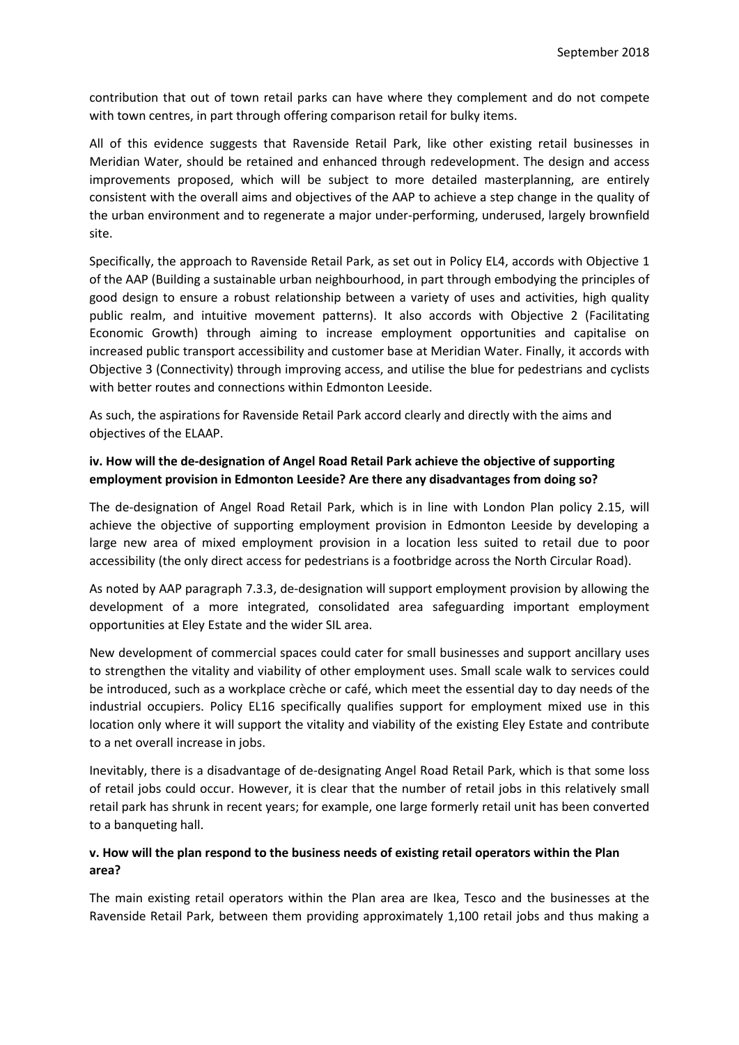contribution that out of town retail parks can have where they complement and do not compete with town centres, in part through offering comparison retail for bulky items.

All of this evidence suggests that Ravenside Retail Park, like other existing retail businesses in Meridian Water, should be retained and enhanced through redevelopment. The design and access improvements proposed, which will be subject to more detailed masterplanning, are entirely consistent with the overall aims and objectives of the AAP to achieve a step change in the quality of the urban environment and to regenerate a major under-performing, underused, largely brownfield site.

Specifically, the approach to Ravenside Retail Park, as set out in Policy EL4, accords with Objective 1 of the AAP (Building a sustainable urban neighbourhood, in part through embodying the principles of good design to ensure a robust relationship between a variety of uses and activities, high quality public realm, and intuitive movement patterns). It also accords with Objective 2 (Facilitating Economic Growth) through aiming to increase employment opportunities and capitalise on increased public transport accessibility and customer base at Meridian Water. Finally, it accords with Objective 3 (Connectivity) through improving access, and utilise the blue for pedestrians and cyclists with better routes and connections within Edmonton Leeside.

As such, the aspirations for Ravenside Retail Park accord clearly and directly with the aims and objectives of the ELAAP.

**iv. How will the de-designation of Angel Road Retail Park achieve the objective of supporting employment provision in Edmonton Leeside? Are there any disadvantages from doing so?**

The de-designation of Angel Road Retail Park, which is in line with London Plan policy 2.15, will achieve the objective of supporting employment provision in Edmonton Leeside by developing a large new area of mixed employment provision in a location less suited to retail due to poor accessibility (the only direct access for pedestrians is a footbridge across the North Circular Road).

As noted by AAP paragraph 7.3.3, de-designation will support employment provision by allowing the development of a more integrated, consolidated area safeguarding important employment opportunities at Eley Estate and the wider SIL area.

New development of commercial spaces could cater for small businesses and support ancillary uses to strengthen the vitality and viability of other employment uses. Small scale walk to services could be introduced, such as a workplace crèche or café, which meet the essential day to day needs of the industrial occupiers. Policy EL16 specifically qualifies support for employment mixed use in this location only where it will support the vitality and viability of the existing Eley Estate and contribute to a net overall increase in jobs.

Inevitably, there is a disadvantage of de-designating Angel Road Retail Park, which is that some loss of retail jobs could occur. However, it is clear that the number of retail jobs in this relatively small retail park has shrunk in recent years; for example, one large formerly retail unit has been converted to a banqueting hall.

**v. How will the plan respond to the business needs of existing retail operators within the Plan area?**

The main existing retail operators within the Plan area are Ikea, Tesco and the businesses at the Ravenside Retail Park, between them providing approximately 1,100 retail jobs and thus making a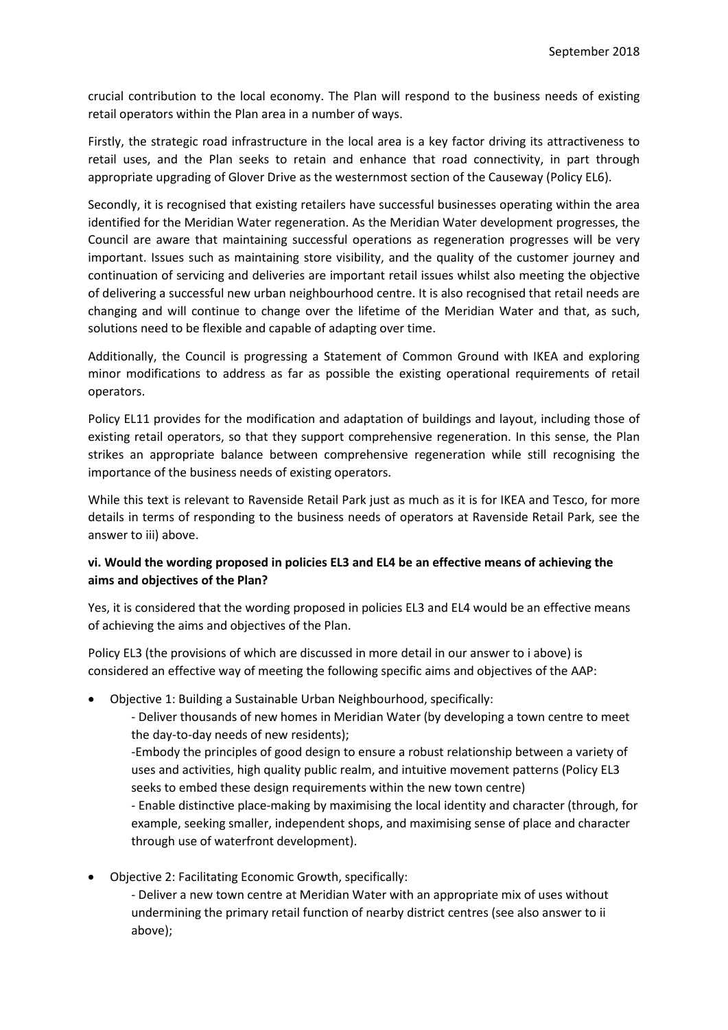crucial contribution to the local economy. The Plan will respond to the business needs of existing retail operators within the Plan area in a number of ways.

Firstly, the strategic road infrastructure in the local area is a key factor driving its attractiveness to retail uses, and the Plan seeks to retain and enhance that road connectivity, in part through appropriate upgrading of Glover Drive as the westernmost section of the Causeway (Policy EL6).

Secondly, it is recognised that existing retailers have successful businesses operating within the area identified for the Meridian Water regeneration. As the Meridian Water development progresses, the Council are aware that maintaining successful operations as regeneration progresses will be very important. Issues such as maintaining store visibility, and the quality of the customer journey and continuation of servicing and deliveries are important retail issues whilst also meeting the objective of delivering a successful new urban neighbourhood centre. It is also recognised that retail needs are changing and will continue to change over the lifetime of the Meridian Water and that, as such, solutions need to be flexible and capable of adapting over time.

Additionally, the Council is progressing a Statement of Common Ground with IKEA and exploring minor modifications to address as far as possible the existing operational requirements of retail operators.

Policy EL11 provides for the modification and adaptation of buildings and layout, including those of existing retail operators, so that they support comprehensive regeneration. In this sense, the Plan strikes an appropriate balance between comprehensive regeneration while still recognising the importance of the business needs of existing operators.

While this text is relevant to Ravenside Retail Park just as much as it is for IKEA and Tesco, for more details in terms of responding to the business needs of operators at Ravenside Retail Park, see the answer to iii) above.

**vi. Would the wording proposed in policies EL3 and EL4 be an effective means of achieving the aims and objectives of the Plan?**

Yes, it is considered that the wording proposed in policies EL3 and EL4 would be an effective means of achieving the aims and objectives of the Plan.

Policy EL3 (the provisions of which are discussed in more detail in our answer to i above) is considered an effective way of meeting the following specific aims and objectives of the AAP:

- Objective 1: Building a Sustainable Urban Neighbourhood, specifically:
  - Deliver thousands of new homes in Meridian Water (by developing a town centre to meet the day-to-day needs of new residents);
  - Embody the principles of good design to ensure a robust relationship between a variety of uses and activities, high quality public realm, and intuitive movement patterns (Policy EL3 seeks to embed these design requirements within the new town centre)
  - Enable distinctive place-making by maximising the local identity and character (through, for example, seeking smaller, independent shops, and maximising sense of place and character through use of waterfront development).

- Objective 2: Facilitating Economic Growth, specifically:
  - Deliver a new town centre at Meridian Water with an appropriate mix of uses without undermining the primary retail function of nearby district centres (see also answer to ii above);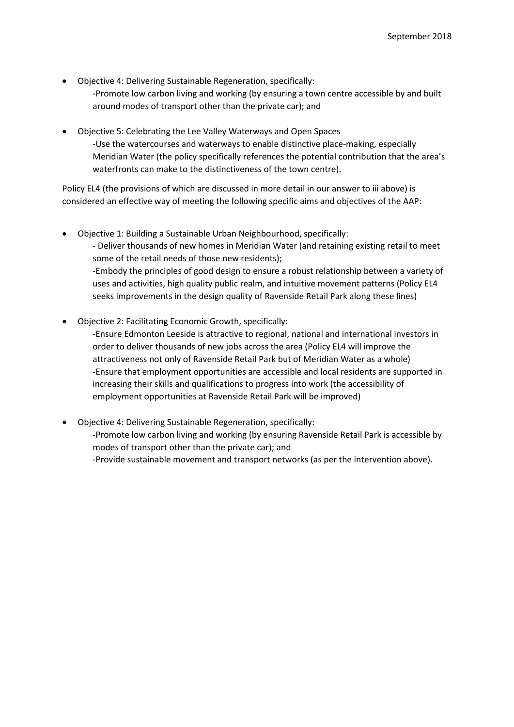- Objective 4: Delivering Sustainable Regeneration, specifically:
  -Promote low carbon living and working (by ensuring a town centre accessible by and built around modes of transport other than the private car); and

- Objective 5: Celebrating the Lee Valley Waterways and Open Spaces
  -Use the watercourses and waterways to enable distinctive place-making, especially Meridian Water (the policy specifically references the potential contribution that the area's waterfronts can make to the distinctiveness of the town centre).

Policy EL4 (the provisions of which are discussed in more detail in our answer to iii above) is considered an effective way of meeting the following specific aims and objectives of the AAP:

- Objective 1: Building a Sustainable Urban Neighbourhood, specifically:
  - Deliver thousands of new homes in Meridian Water (and retaining existing retail to meet some of the retail needs of those new residents);
  -Embody the principles of good design to ensure a robust relationship between a variety of uses and activities, high quality public realm, and intuitive movement patterns (Policy EL4 seeks improvements in the design quality of Ravenside Retail Park along these lines)

- Objective 2: Facilitating Economic Growth, specifically:
  -Ensure Edmonton Leeside is attractive to regional, national and international investors in order to deliver thousands of new jobs across the area (Policy EL4 will improve the attractiveness not only of Ravenside Retail Park but of Meridian Water as a whole)
  -Ensure that employment opportunities are accessible and local residents are supported in increasing their skills and qualifications to progress into work (the accessibility of employment opportunities at Ravenside Retail Park will be improved)

- Objective 4: Delivering Sustainable Regeneration, specifically:
  -Promote low carbon living and working (by ensuring Ravenside Retail Park is accessible by modes of transport other than the private car); and
  -Provide sustainable movement and transport networks (as per the intervention above).